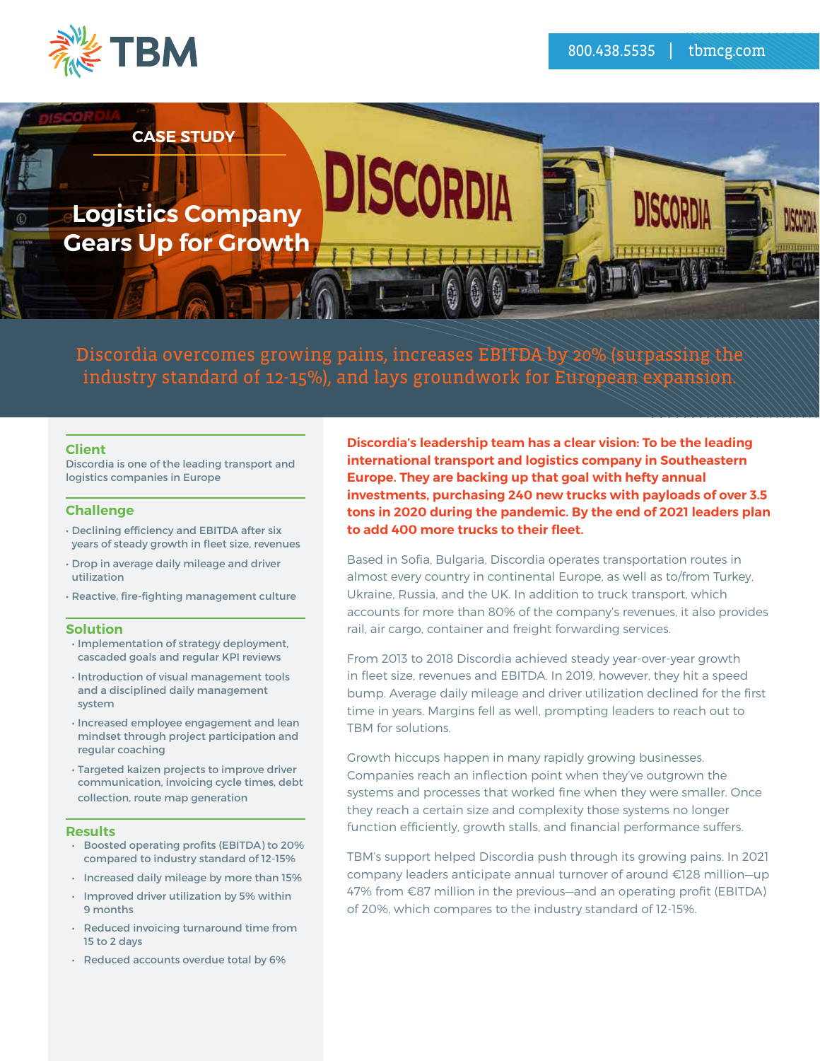TBM

800.438.5535 | tbmcg.com

CASE STUDY

# Logistics Company Gears Up for Growth

Discordia overcomes growing pains, increases EBITDA by 20% (surpassing the industry standard of 12-15%), and lays groundwork for European expansion.

## Client

Discordia is one of the leading transport and logistics companies in Europe

## Challenge

- Declining efficiency and EBITDA after six years of steady growth in fleet size, revenues
- Drop in average daily mileage and driver utilization
- Reactive, fire-fighting management culture

## Solution

- Implementation of strategy deployment, cascaded goals and regular KPI reviews
- Introduction of visual management tools and a disciplined daily management system
- Increased employee engagement and lean mindset through project participation and regular coaching
- Targeted kaizen projects to improve driver communication, invoicing cycle times, debt collection, route map generation

## Results

- Boosted operating profits (EBITDA) to 20% compared to industry standard of 12-15%
- Increased daily mileage by more than 15%
- Improved driver utilization by 5% within 9 months
- Reduced invoicing turnaround time from 15 to 2 days
- Reduced accounts overdue total by 6%

**Discordia's leadership team has a clear vision: To be the leading international transport and logistics company in Southeastern Europe. They are backing up that goal with hefty annual investments, purchasing 240 new trucks with payloads of over 3.5 tons in 2020 during the pandemic. By the end of 2021 leaders plan to add 400 more trucks to their fleet.**

Based in Sofia, Bulgaria, Discordia operates transportation routes in almost every country in continental Europe, as well as to/from Turkey, Ukraine, Russia, and the UK. In addition to truck transport, which accounts for more than 80% of the company's revenues, it also provides rail, air cargo, container and freight forwarding services.

From 2013 to 2018 Discordia achieved steady year-over-year growth in fleet size, revenues and EBITDA. In 2019, however, they hit a speed bump. Average daily mileage and driver utilization declined for the first time in years. Margins fell as well, prompting leaders to reach out to TBM for solutions.

Growth hiccups happen in many rapidly growing businesses. Companies reach an inflection point when they've outgrown the systems and processes that worked fine when they were smaller. Once they reach a certain size and complexity those systems no longer function efficiently, growth stalls, and financial performance suffers.

TBM's support helped Discordia push through its growing pains. In 2021 company leaders anticipate annual turnover of around €128 million—up 47% from €87 million in the previous—and an operating profit (EBITDA) of 20%, which compares to the industry standard of 12-15%.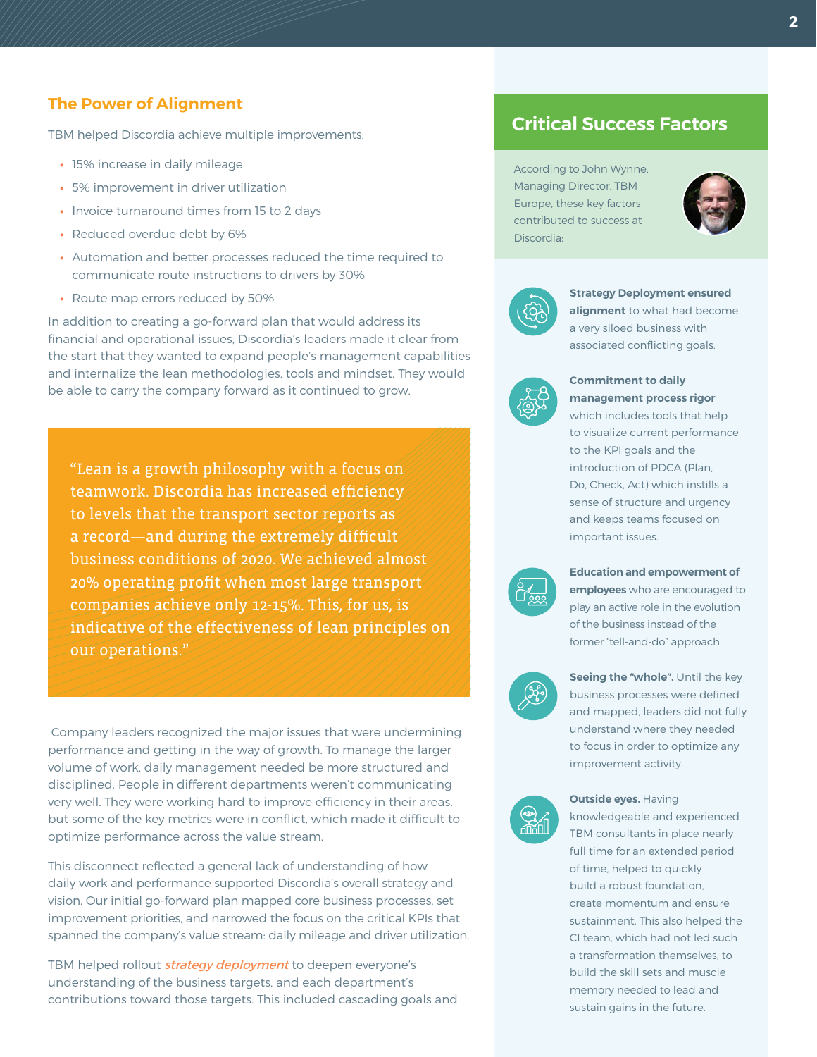## The Power of Alignment

TBM helped Discordia achieve multiple improvements:

- 15% increase in daily mileage
- 5% improvement in driver utilization
- Invoice turnaround times from 15 to 2 days
- Reduced overdue debt by 6%
- Automation and better processes reduced the time required to communicate route instructions to drivers by 30%
- Route map errors reduced by 50%

In addition to creating a go-forward plan that would address its financial and operational issues, Discordia's leaders made it clear from the start that they wanted to expand people's management capabilities and internalize the lean methodologies, tools and mindset. They would be able to carry the company forward as it continued to grow.

> "Lean is a growth philosophy with a focus on teamwork. Discordia has increased efficiency to levels that the transport sector reports as a record—and during the extremely difficult business conditions of 2020. We achieved almost 20% operating profit when most large transport companies achieve only 12-15%. This, for us, is indicative of the effectiveness of lean principles on our operations."

Company leaders recognized the major issues that were undermining performance and getting in the way of growth. To manage the larger volume of work, daily management needed be more structured and disciplined. People in different departments weren't communicating very well. They were working hard to improve efficiency in their areas, but some of the key metrics were in conflict, which made it difficult to optimize performance across the value stream.

This disconnect reflected a general lack of understanding of how daily work and performance supported Discordia's overall strategy and vision. Our initial go-forward plan mapped core business processes, set improvement priorities, and narrowed the focus on the critical KPIs that spanned the company's value stream: daily mileage and driver utilization.

TBM helped rollout *strategy deployment* to deepen everyone's understanding of the business targets, and each department's contributions toward those targets. This included cascading goals and

## Critical Success Factors

According to John Wynne, Managing Director, TBM Europe, these key factors contributed to success at Discordia:

**Strategy Deployment ensured alignment** to what had become a very siloed business with associated conflicting goals.

**Commitment to daily management process rigor** which includes tools that help to visualize current performance to the KPI goals and the introduction of PDCA (Plan, Do, Check, Act) which instills a sense of structure and urgency and keeps teams focused on important issues.

**Education and empowerment of employees** who are encouraged to play an active role in the evolution of the business instead of the former "tell-and-do" approach.

**Seeing the "whole".** Until the key business processes were defined and mapped, leaders did not fully understand where they needed to focus in order to optimize any improvement activity.

**Outside eyes.** Having knowledgeable and experienced TBM consultants in place nearly full time for an extended period of time, helped to quickly build a robust foundation, create momentum and ensure sustainment. This also helped the CI team, which had not led such a transformation themselves, to build the skill sets and muscle memory needed to lead and sustain gains in the future.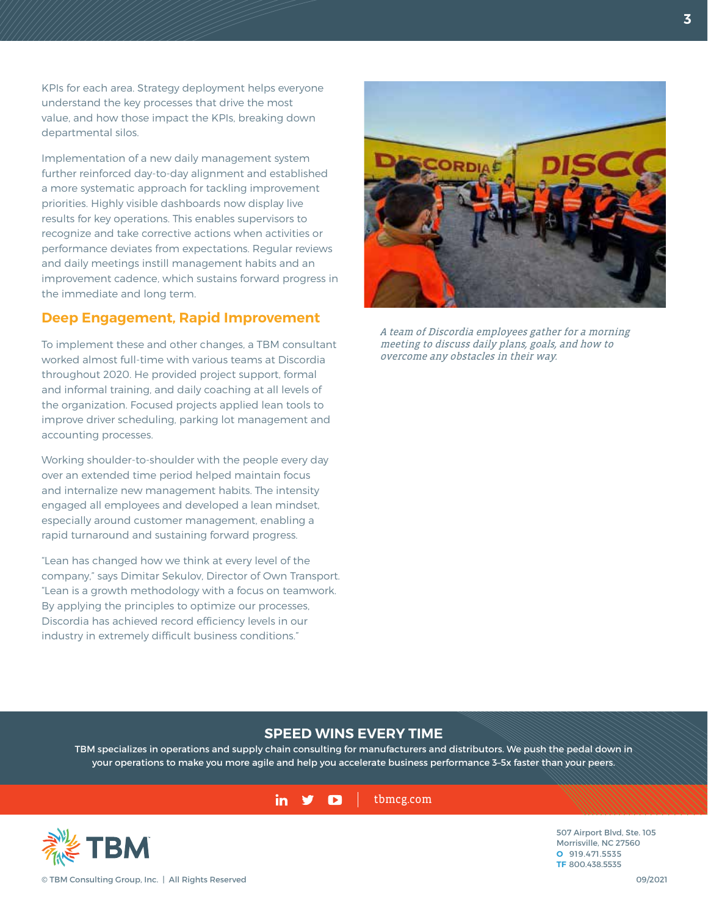KPIs for each area. Strategy deployment helps everyone understand the key processes that drive the most value, and how those impact the KPIs, breaking down departmental silos.

Implementation of a new daily management system further reinforced day-to-day alignment and established a more systematic approach for tackling improvement priorities. Highly visible dashboards now display live results for key operations. This enables supervisors to recognize and take corrective actions when activities or performance deviates from expectations. Regular reviews and daily meetings instill management habits and an improvement cadence, which sustains forward progress in the immediate and long term.

## Deep Engagement, Rapid Improvement

To implement these and other changes, a TBM consultant worked almost full-time with various teams at Discordia throughout 2020. He provided project support, formal and informal training, and daily coaching at all levels of the organization. Focused projects applied lean tools to improve driver scheduling, parking lot management and accounting processes.

Working shoulder-to-shoulder with the people every day over an extended time period helped maintain focus and internalize new management habits. The intensity engaged all employees and developed a lean mindset, especially around customer management, enabling a rapid turnaround and sustaining forward progress.

"Lean has changed how we think at every level of the company," says Dimitar Sekulov, Director of Own Transport. "Lean is a growth methodology with a focus on teamwork. By applying the principles to optimize our processes, Discordia has achieved record efficiency levels in our industry in extremely difficult business conditions."

*A team of Discordia employees gather for a morning meeting to discuss daily plans, goals, and how to overcome any obstacles in their way.*

## SPEED WINS EVERY TIME

TBM specializes in operations and supply chain consulting for manufacturers and distributors. We push the pedal down in your operations to make you more agile and help you accelerate business performance 3–5x faster than your peers.

tbmcg.com

TBM

507 Airport Blvd, Ste. 105
Morrisville, NC 27560
O 919.471.5535
TF 800.438.5535

© TBM Consulting Group, Inc. | All Rights Reserved

09/2021